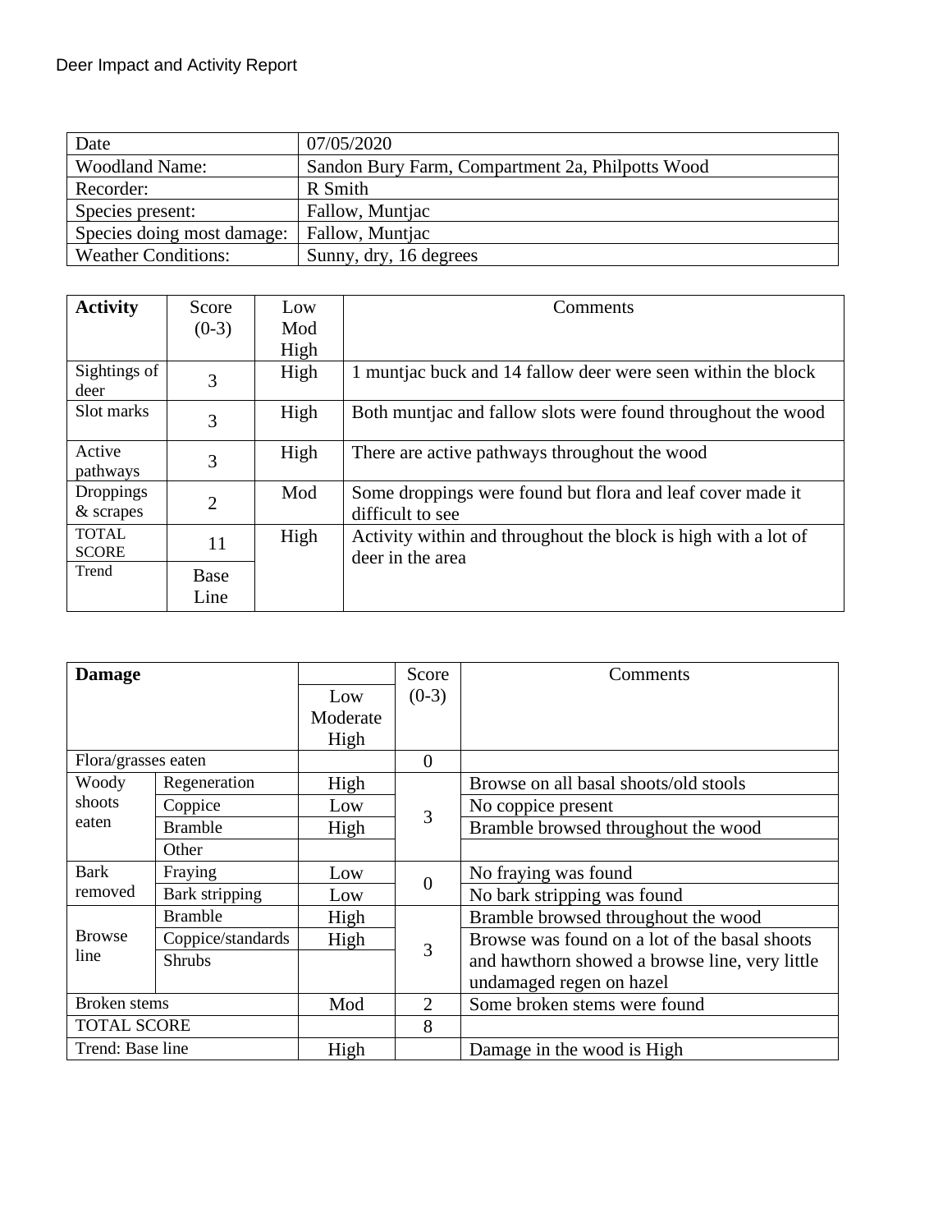Deer Impact and Activity Report

| | |
|---|---|
| Date | 07/05/2020 |
| Woodland Name: | Sandon Bury Farm, Compartment 2a, Philpotts Wood |
| Recorder: | R Smith |
| Species present: | Fallow, Muntjac |
| Species doing most damage: | Fallow, Muntjac |
| Weather Conditions: | Sunny, dry, 16 degrees |

| **Activity** | Score (0-3) | Low Mod High | Comments |
|---|---|---|---|
| Sightings of deer | 3 | High | 1 muntjac buck and 14 fallow deer were seen within the block |
| Slot marks | 3 | High | Both muntjac and fallow slots were found throughout the wood |
| Active pathways | 3 | High | There are active pathways throughout the wood |
| Droppings & scrapes | 2 | Mod | Some droppings were found but flora and leaf cover made it difficult to see |
| TOTAL SCORE | 11 | High | Activity within and throughout the block is high with a lot of deer in the area |
| Trend | Base Line | | |

| **Damage** | | Low Moderate High | Score (0-3) | Comments |
|---|---|---|---|---|
| Flora/grasses eaten | | | 0 | |
| Woody shoots eaten | Regeneration | High | 3 | Browse on all basal shoots/old stools |
| | Coppice | Low | | No coppice present |
| | Bramble | High | | Bramble browsed throughout the wood |
| | Other | | | |
| Bark removed | Fraying | Low | 0 | No fraying was found |
| | Bark stripping | Low | | No bark stripping was found |
| Browse line | Bramble | High | 3 | Bramble browsed throughout the wood |
| | Coppice/standards | High | | Browse was found on a lot of the basal shoots and hawthorn showed a browse line, very little undamaged regen on hazel |
| | Shrubs | | | |
| Broken stems | | Mod | 2 | Some broken stems were found |
| TOTAL SCORE | | | 8 | |
| Trend: Base line | | High | | Damage in the wood is High |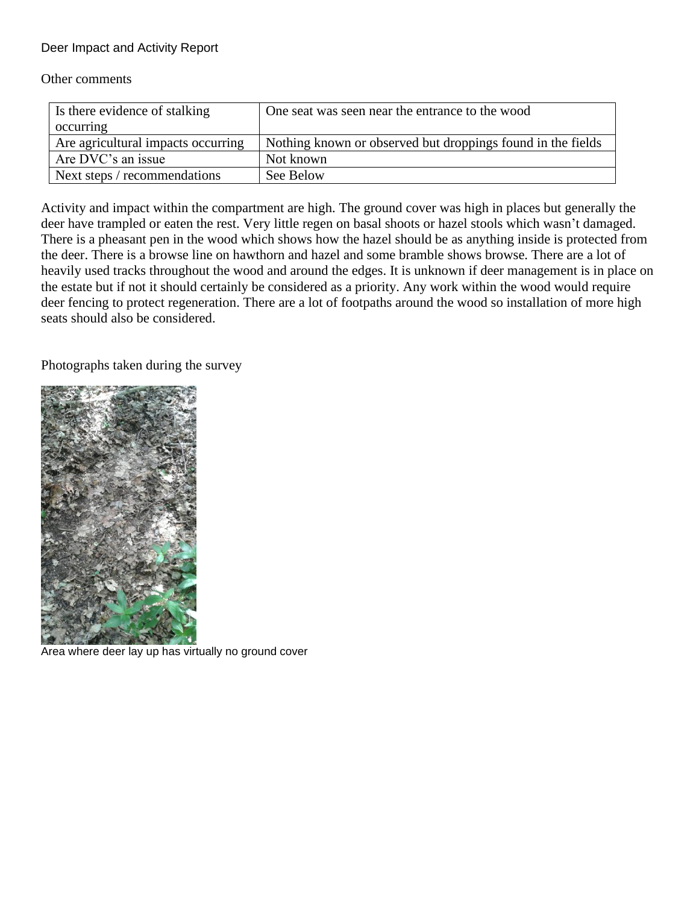Deer Impact and Activity Report

Other comments

| | |
|---|---|
| Is there evidence of stalking occurring | One seat was seen near the entrance to the wood |
| Are agricultural impacts occurring | Nothing known or observed but droppings found in the fields |
| Are DVC's an issue | Not known |
| Next steps / recommendations | See Below |

Activity and impact within the compartment are high. The ground cover was high in places but generally the deer have trampled or eaten the rest. Very little regen on basal shoots or hazel stools which wasn't damaged. There is a pheasant pen in the wood which shows how the hazel should be as anything inside is protected from the deer. There is a browse line on hawthorn and hazel and some bramble shows browse. There are a lot of heavily used tracks throughout the wood and around the edges. It is unknown if deer management is in place on the estate but if not it should certainly be considered as a priority. Any work within the wood would require deer fencing to protect regeneration. There are a lot of footpaths around the wood so installation of more high seats should also be considered.

Photographs taken during the survey

Area where deer lay up has virtually no ground cover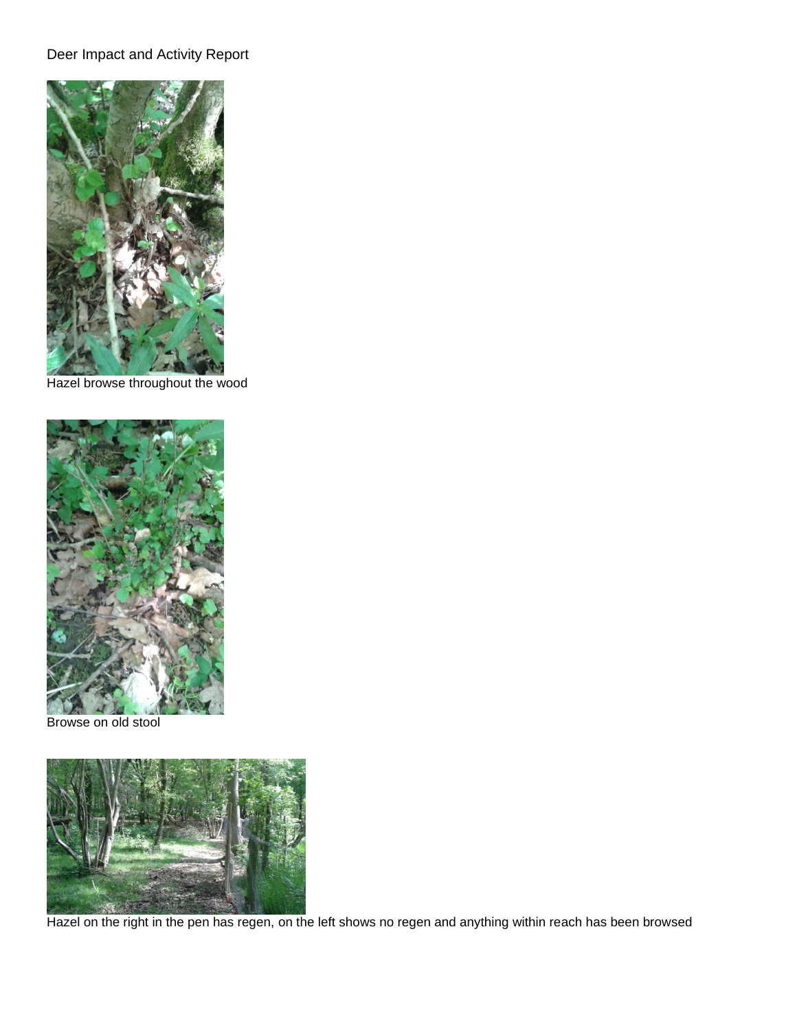Deer Impact and Activity Report

Hazel browse throughout the wood

Browse on old stool

Hazel on the right in the pen has regen, on the left shows no regen and anything within reach has been browsed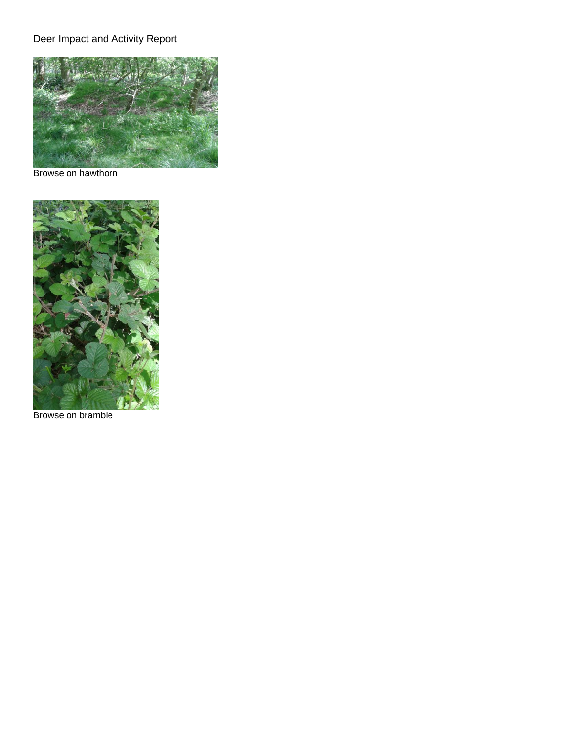Deer Impact and Activity Report

Browse on hawthorn

Browse on bramble